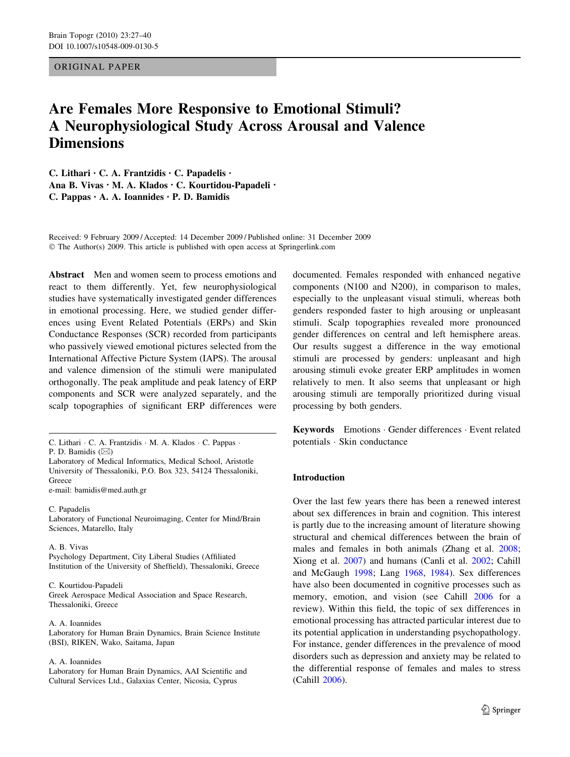ORIGINAL PAPER

# Are Females More Responsive to Emotional Stimuli? A Neurophysiological Study Across Arousal and Valence Dimensions

**C. Lithari · C. A. Frantzidis · C. Papadelis · Ana B. Vivas · M. A. Klados · C. Kourtidou-Papadeli · C. Pappas · A. A. Ioannides · P. D. Bamidis**

Received: 9 February 2009 / Accepted: 14 December 2009 / Published online: 31 December 2009
© The Author(s) 2009. This article is published with open access at Springerlink.com

**Abstract** Men and women seem to process emotions and react to them differently. Yet, few neurophysiological studies have systematically investigated gender differences in emotional processing. Here, we studied gender differences using Event Related Potentials (ERPs) and Skin Conductance Responses (SCR) recorded from participants who passively viewed emotional pictures selected from the International Affective Picture System (IAPS). The arousal and valence dimension of the stimuli were manipulated orthogonally. The peak amplitude and peak latency of ERP components and SCR were analyzed separately, and the scalp topographies of significant ERP differences were documented. Females responded with enhanced negative components (N100 and N200), in comparison to males, especially to the unpleasant visual stimuli, whereas both genders responded faster to high arousing or unpleasant stimuli. Scalp topographies revealed more pronounced gender differences on central and left hemisphere areas. Our results suggest a difference in the way emotional stimuli are processed by genders: unpleasant and high arousing stimuli evoke greater ERP amplitudes in women relatively to men. It also seems that unpleasant or high arousing stimuli are temporally prioritized during visual processing by both genders.

**Keywords** Emotions · Gender differences · Event related potentials · Skin conductance

C. Lithari · C. A. Frantzidis · M. A. Klados · C. Pappas · P. D. Bamidis (✉)
Laboratory of Medical Informatics, Medical School, Aristotle University of Thessaloniki, P.O. Box 323, 54124 Thessaloniki, Greece
e-mail: bamidis@med.auth.gr

C. Papadelis
Laboratory of Functional Neuroimaging, Center for Mind/Brain Sciences, Matarello, Italy

A. B. Vivas
Psychology Department, City Liberal Studies (Affiliated Institution of the University of Sheffield), Thessaloniki, Greece

C. Kourtidou-Papadeli
Greek Aerospace Medical Association and Space Research, Thessaloniki, Greece

A. A. Ioannides
Laboratory for Human Brain Dynamics, Brain Science Institute (BSI), RIKEN, Wako, Saitama, Japan

A. A. Ioannides
Laboratory for Human Brain Dynamics, AAI Scientific and Cultural Services Ltd., Galaxias Center, Nicosia, Cyprus

## Introduction

Over the last few years there has been a renewed interest about sex differences in brain and cognition. This interest is partly due to the increasing amount of literature showing structural and chemical differences between the brain of males and females in both animals (Zhang et al. 2008; Xiong et al. 2007) and humans (Canli et al. 2002; Cahill and McGaugh 1998; Lang 1968, 1984). Sex differences have also been documented in cognitive processes such as memory, emotion, and vision (see Cahill 2006 for a review). Within this field, the topic of sex differences in emotional processing has attracted particular interest due to its potential application in understanding psychopathology. For instance, gender differences in the prevalence of mood disorders such as depression and anxiety may be related to the differential response of females and males to stress (Cahill 2006).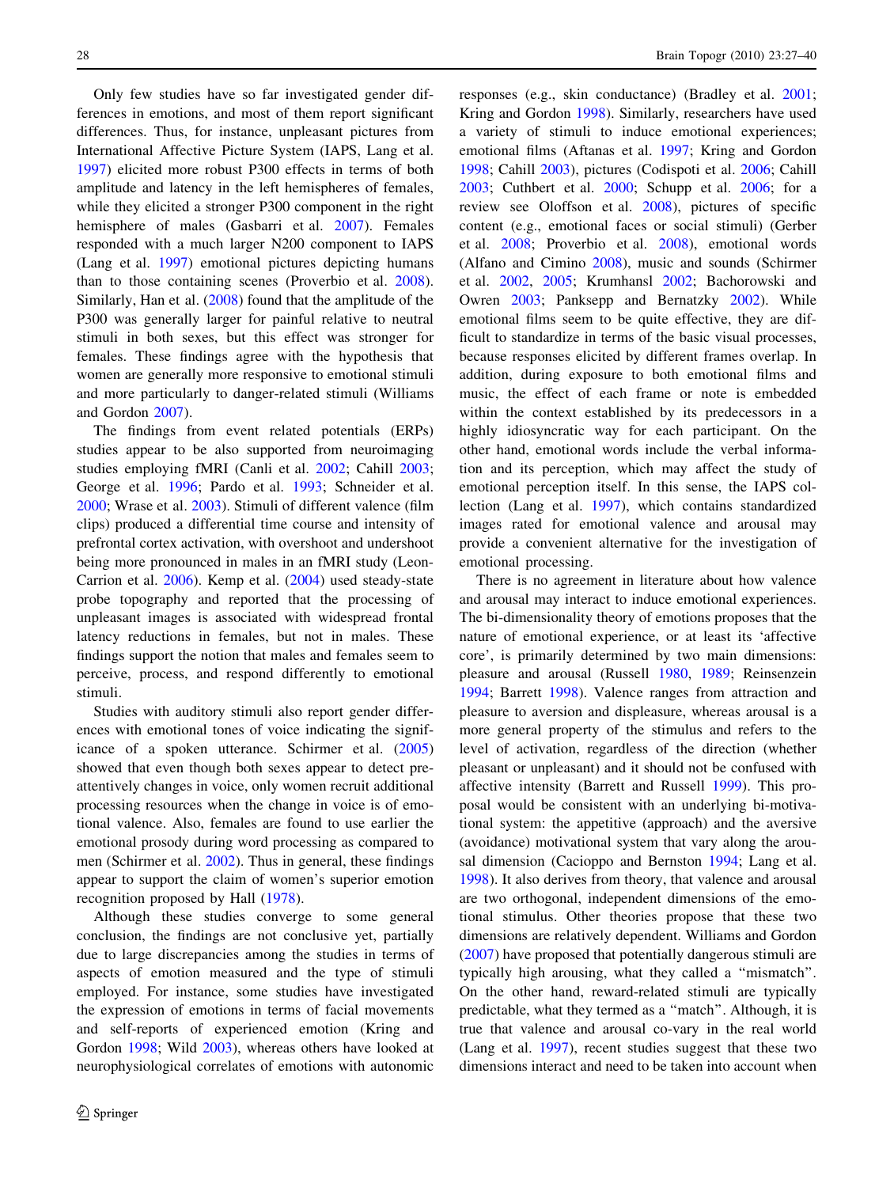Only few studies have so far investigated gender differences in emotions, and most of them report significant differences. Thus, for instance, unpleasant pictures from International Affective Picture System (IAPS, Lang et al. 1997) elicited more robust P300 effects in terms of both amplitude and latency in the left hemispheres of females, while they elicited a stronger P300 component in the right hemisphere of males (Gasbarri et al. 2007). Females responded with a much larger N200 component to IAPS (Lang et al. 1997) emotional pictures depicting humans than to those containing scenes (Proverbio et al. 2008). Similarly, Han et al. (2008) found that the amplitude of the P300 was generally larger for painful relative to neutral stimuli in both sexes, but this effect was stronger for females. These findings agree with the hypothesis that women are generally more responsive to emotional stimuli and more particularly to danger-related stimuli (Williams and Gordon 2007).

The findings from event related potentials (ERPs) studies appear to be also supported from neuroimaging studies employing fMRI (Canli et al. 2002; Cahill 2003; George et al. 1996; Pardo et al. 1993; Schneider et al. 2000; Wrase et al. 2003). Stimuli of different valence (film clips) produced a differential time course and intensity of prefrontal cortex activation, with overshoot and undershoot being more pronounced in males in an fMRI study (Leon-Carrion et al. 2006). Kemp et al. (2004) used steady-state probe topography and reported that the processing of unpleasant images is associated with widespread frontal latency reductions in females, but not in males. These findings support the notion that males and females seem to perceive, process, and respond differently to emotional stimuli.

Studies with auditory stimuli also report gender differences with emotional tones of voice indicating the significance of a spoken utterance. Schirmer et al. (2005) showed that even though both sexes appear to detect preattentively changes in voice, only women recruit additional processing resources when the change in voice is of emotional valence. Also, females are found to use earlier the emotional prosody during word processing as compared to men (Schirmer et al. 2002). Thus in general, these findings appear to support the claim of women's superior emotion recognition proposed by Hall (1978).

Although these studies converge to some general conclusion, the findings are not conclusive yet, partially due to large discrepancies among the studies in terms of aspects of emotion measured and the type of stimuli employed. For instance, some studies have investigated the expression of emotions in terms of facial movements and self-reports of experienced emotion (Kring and Gordon 1998; Wild 2003), whereas others have looked at neurophysiological correlates of emotions with autonomic responses (e.g., skin conductance) (Bradley et al. 2001; Kring and Gordon 1998). Similarly, researchers have used a variety of stimuli to induce emotional experiences; emotional films (Aftanas et al. 1997; Kring and Gordon 1998; Cahill 2003), pictures (Codispoti et al. 2006; Cahill 2003; Cuthbert et al. 2000; Schupp et al. 2006; for a review see Oloffson et al. 2008), pictures of specific content (e.g., emotional faces or social stimuli) (Gerber et al. 2008; Proverbio et al. 2008), emotional words (Alfano and Cimino 2008), music and sounds (Schirmer et al. 2002, 2005; Krumhansl 2002; Bachorowski and Owren 2003; Panksepp and Bernatzky 2002). While emotional films seem to be quite effective, they are difficult to standardize in terms of the basic visual processes, because responses elicited by different frames overlap. In addition, during exposure to both emotional films and music, the effect of each frame or note is embedded within the context established by its predecessors in a highly idiosyncratic way for each participant. On the other hand, emotional words include the verbal information and its perception, which may affect the study of emotional perception itself. In this sense, the IAPS collection (Lang et al. 1997), which contains standardized images rated for emotional valence and arousal may provide a convenient alternative for the investigation of emotional processing.

There is no agreement in literature about how valence and arousal may interact to induce emotional experiences. The bi-dimensionality theory of emotions proposes that the nature of emotional experience, or at least its 'affective core', is primarily determined by two main dimensions: pleasure and arousal (Russell 1980, 1989; Reinsenzein 1994; Barrett 1998). Valence ranges from attraction and pleasure to aversion and displeasure, whereas arousal is a more general property of the stimulus and refers to the level of activation, regardless of the direction (whether pleasant or unpleasant) and it should not be confused with affective intensity (Barrett and Russell 1999). This proposal would be consistent with an underlying bi-motivational system: the appetitive (approach) and the aversive (avoidance) motivational system that vary along the arousal dimension (Cacioppo and Bernston 1994; Lang et al. 1998). It also derives from theory, that valence and arousal are two orthogonal, independent dimensions of the emotional stimulus. Other theories propose that these two dimensions are relatively dependent. Williams and Gordon (2007) have proposed that potentially dangerous stimuli are typically high arousing, what they called a "mismatch". On the other hand, reward-related stimuli are typically predictable, what they termed as a "match". Although, it is true that valence and arousal co-vary in the real world (Lang et al. 1997), recent studies suggest that these two dimensions interact and need to be taken into account when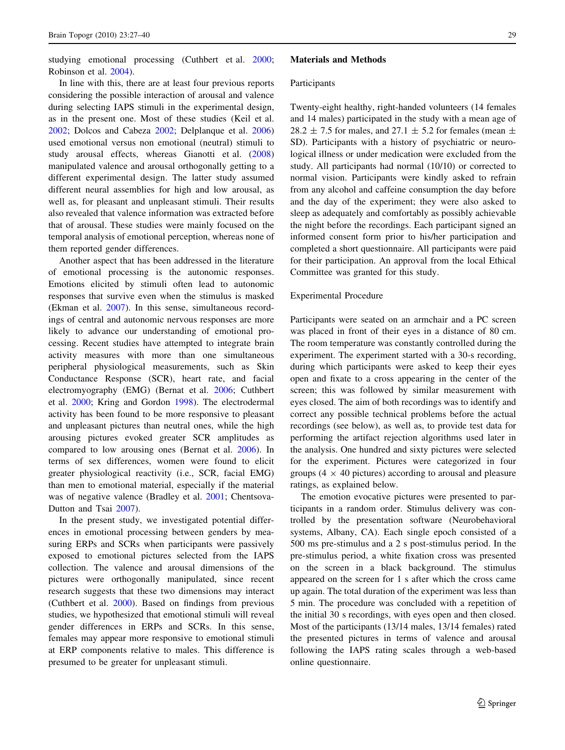studying emotional processing (Cuthbert et al. 2000; Robinson et al. 2004).

In line with this, there are at least four previous reports considering the possible interaction of arousal and valence during selecting IAPS stimuli in the experimental design, as in the present one. Most of these studies (Keil et al. 2002; Dolcos and Cabeza 2002; Delplanque et al. 2006) used emotional versus non emotional (neutral) stimuli to study arousal effects, whereas Gianotti et al. (2008) manipulated valence and arousal orthogonally getting to a different experimental design. The latter study assumed different neural assemblies for high and low arousal, as well as, for pleasant and unpleasant stimuli. Their results also revealed that valence information was extracted before that of arousal. These studies were mainly focused on the temporal analysis of emotional perception, whereas none of them reported gender differences.

Another aspect that has been addressed in the literature of emotional processing is the autonomic responses. Emotions elicited by stimuli often lead to autonomic responses that survive even when the stimulus is masked (Ekman et al. 2007). In this sense, simultaneous recordings of central and autonomic nervous responses are more likely to advance our understanding of emotional processing. Recent studies have attempted to integrate brain activity measures with more than one simultaneous peripheral physiological measurements, such as Skin Conductance Response (SCR), heart rate, and facial electromyography (EMG) (Bernat et al. 2006; Cuthbert et al. 2000; Kring and Gordon 1998). The electrodermal activity has been found to be more responsive to pleasant and unpleasant pictures than neutral ones, while the high arousing pictures evoked greater SCR amplitudes as compared to low arousing ones (Bernat et al. 2006). In terms of sex differences, women were found to elicit greater physiological reactivity (i.e., SCR, facial EMG) than men to emotional material, especially if the material was of negative valence (Bradley et al. 2001; Chentsova-Dutton and Tsai 2007).

In the present study, we investigated potential differences in emotional processing between genders by measuring ERPs and SCRs when participants were passively exposed to emotional pictures selected from the IAPS collection. The valence and arousal dimensions of the pictures were orthogonally manipulated, since recent research suggests that these two dimensions may interact (Cuthbert et al. 2000). Based on findings from previous studies, we hypothesized that emotional stimuli will reveal gender differences in ERPs and SCRs. In this sense, females may appear more responsive to emotional stimuli at ERP components relative to males. This difference is presumed to be greater for unpleasant stimuli.

## Materials and Methods

### Participants

Twenty-eight healthy, right-handed volunteers (14 females and 14 males) participated in the study with a mean age of $28.2 \pm 7.5$ for males, and $27.1 \pm 5.2$ for females (mean $\pm$ SD). Participants with a history of psychiatric or neurological illness or under medication were excluded from the study. All participants had normal (10/10) or corrected to normal vision. Participants were kindly asked to refrain from any alcohol and caffeine consumption the day before and the day of the experiment; they were also asked to sleep as adequately and comfortably as possibly achievable the night before the recordings. Each participant signed an informed consent form prior to his/her participation and completed a short questionnaire. All participants were paid for their participation. An approval from the local Ethical Committee was granted for this study.

### Experimental Procedure

Participants were seated on an armchair and a PC screen was placed in front of their eyes in a distance of 80 cm. The room temperature was constantly controlled during the experiment. The experiment started with a 30-s recording, during which participants were asked to keep their eyes open and fixate to a cross appearing in the center of the screen; this was followed by similar measurement with eyes closed. The aim of both recordings was to identify and correct any possible technical problems before the actual recordings (see below), as well as, to provide test data for performing the artifact rejection algorithms used later in the analysis. One hundred and sixty pictures were selected for the experiment. Pictures were categorized in four groups ($4 \times 40$ pictures) according to arousal and pleasure ratings, as explained below.

The emotion evocative pictures were presented to participants in a random order. Stimulus delivery was controlled by the presentation software (Neurobehavioral systems, Albany, CA). Each single epoch consisted of a 500 ms pre-stimulus and a 2 s post-stimulus period. In the pre-stimulus period, a white fixation cross was presented on the screen in a black background. The stimulus appeared on the screen for 1 s after which the cross came up again. The total duration of the experiment was less than 5 min. The procedure was concluded with a repetition of the initial 30 s recordings, with eyes open and then closed. Most of the participants (13/14 males, 13/14 females) rated the presented pictures in terms of valence and arousal following the IAPS rating scales through a web-based online questionnaire.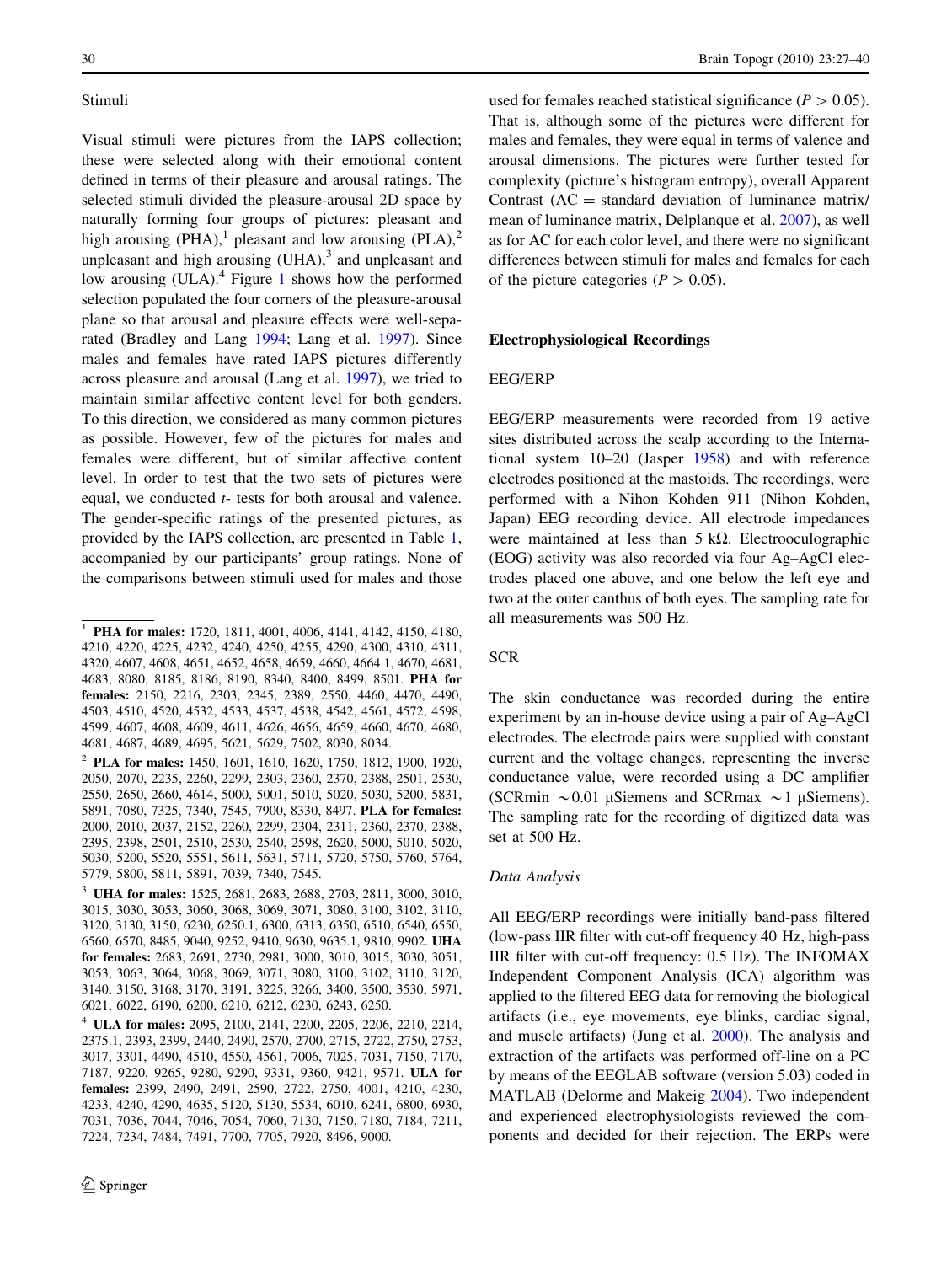### Stimuli

Visual stimuli were pictures from the IAPS collection; these were selected along with their emotional content defined in terms of their pleasure and arousal ratings. The selected stimuli divided the pleasure-arousal 2D space by naturally forming four groups of pictures: pleasant and high arousing (PHA),[1] pleasant and low arousing (PLA),[2] unpleasant and high arousing (UHA),[3] and unpleasant and low arousing (ULA).[4] Figure 1 shows how the performed selection populated the four corners of the pleasure-arousal plane so that arousal and pleasure effects were well-separated (Bradley and Lang 1994; Lang et al. 1997). Since males and females have rated IAPS pictures differently across pleasure and arousal (Lang et al. 1997), we tried to maintain similar affective content level for both genders. To this direction, we considered as many common pictures as possible. However, few of the pictures for males and females were different, but of similar affective content level. In order to test that the two sets of pictures were equal, we conducted *t*- tests for both arousal and valence. The gender-specific ratings of the presented pictures, as provided by the IAPS collection, are presented in Table 1, accompanied by our participants' group ratings. None of the comparisons between stimuli used for males and those used for females reached statistical significance ($P > 0.05$). That is, although some of the pictures were different for males and females, they were equal in terms of valence and arousal dimensions. The pictures were further tested for complexity (picture's histogram entropy), overall Apparent Contrast (AC = standard deviation of luminance matrix/mean of luminance matrix, Delplanque et al. 2007), as well as for AC for each color level, and there were no significant differences between stimuli for males and females for each of the picture categories ($P > 0.05$).

[1] **PHA for males:** 1720, 1811, 4001, 4006, 4141, 4142, 4150, 4180, 4210, 4220, 4225, 4232, 4240, 4250, 4255, 4290, 4300, 4310, 4311, 4320, 4607, 4608, 4651, 4652, 4658, 4659, 4660, 4664.1, 4670, 4681, 4683, 8080, 8185, 8186, 8190, 8340, 8400, 8499, 8501. **PHA for females:** 2150, 2216, 2303, 2345, 2389, 2550, 4460, 4470, 4490, 4503, 4510, 4520, 4532, 4533, 4537, 4538, 4542, 4561, 4572, 4598, 4599, 4607, 4608, 4609, 4611, 4626, 4656, 4659, 4660, 4670, 4680, 4681, 4687, 4689, 4695, 5621, 5629, 7502, 8030, 8034.

[2] **PLA for males:** 1450, 1601, 1610, 1620, 1750, 1812, 1900, 1920, 2050, 2070, 2235, 2260, 2299, 2303, 2360, 2370, 2388, 2501, 2530, 2550, 2650, 2660, 4614, 5000, 5001, 5010, 5020, 5030, 5200, 5831, 5891, 7080, 7325, 7340, 7545, 7900, 8330, 8497. **PLA for females:** 2000, 2010, 2037, 2152, 2260, 2299, 2304, 2311, 2360, 2370, 2388, 2395, 2398, 2501, 2510, 2530, 2540, 2598, 2620, 5000, 5010, 5020, 5030, 5200, 5520, 5551, 5611, 5631, 5711, 5720, 5750, 5760, 5764, 5779, 5800, 5811, 5891, 7039, 7340, 7545.

[3] **UHA for males:** 1525, 2681, 2683, 2688, 2703, 2811, 3000, 3010, 3015, 3030, 3053, 3060, 3068, 3069, 3071, 3080, 3100, 3102, 3110, 3120, 3130, 3150, 6230, 6250.1, 6300, 6313, 6350, 6510, 6540, 6550, 6560, 6570, 8485, 9040, 9252, 9410, 9630, 9635.1, 9810, 9902. **UHA for females:** 2683, 2691, 2730, 2981, 3000, 3010, 3015, 3030, 3051, 3053, 3063, 3064, 3068, 3069, 3071, 3080, 3100, 3102, 3110, 3120, 3140, 3150, 3168, 3170, 3191, 3225, 3266, 3400, 3500, 3530, 5971, 6021, 6022, 6190, 6200, 6210, 6212, 6230, 6243, 6250.

[4] **ULA for males:** 2095, 2100, 2141, 2200, 2205, 2206, 2210, 2214, 2375.1, 2393, 2399, 2440, 2490, 2570, 2700, 2715, 2722, 2750, 2753, 3017, 3301, 4490, 4510, 4550, 4561, 7006, 7025, 7031, 7150, 7170, 7187, 9220, 9265, 9280, 9290, 9331, 9360, 9421, 9571. **ULA for females:** 2399, 2490, 2491, 2590, 2722, 2750, 4001, 4210, 4230, 4233, 4240, 4290, 4635, 5120, 5130, 5534, 6010, 6241, 6800, 6930, 7031, 7036, 7044, 7046, 7054, 7060, 7130, 7150, 7180, 7184, 7211, 7224, 7234, 7484, 7491, 7700, 7705, 7920, 8496, 9000.

### Electrophysiological Recordings

#### EEG/ERP

EEG/ERP measurements were recorded from 19 active sites distributed across the scalp according to the International system 10–20 (Jasper 1958) and with reference electrodes positioned at the mastoids. The recordings, were performed with a Nihon Kohden 911 (Nihon Kohden, Japan) EEG recording device. All electrode impedances were maintained at less than 5 kΩ. Electrooculographic (EOG) activity was also recorded via four Ag–AgCl electrodes placed one above, and one below the left eye and two at the outer canthus of both eyes. The sampling rate for all measurements was 500 Hz.

#### SCR

The skin conductance was recorded during the entire experiment by an in-house device using a pair of Ag–AgCl electrodes. The electrode pairs were supplied with constant current and the voltage changes, representing the inverse conductance value, were recorded using a DC amplifier (SCRmin ~0.01 μSiemens and SCRmax ~1 μSiemens). The sampling rate for the recording of digitized data was set at 500 Hz.

#### *Data Analysis*

All EEG/ERP recordings were initially band-pass filtered (low-pass IIR filter with cut-off frequency 40 Hz, high-pass IIR filter with cut-off frequency: 0.5 Hz). The INFOMAX Independent Component Analysis (ICA) algorithm was applied to the filtered EEG data for removing the biological artifacts (i.e., eye movements, eye blinks, cardiac signal, and muscle artifacts) (Jung et al. 2000). The analysis and extraction of the artifacts was performed off-line on a PC by means of the EEGLAB software (version 5.03) coded in MATLAB (Delorme and Makeig 2004). Two independent and experienced electrophysiologists reviewed the components and decided for their rejection. The ERPs were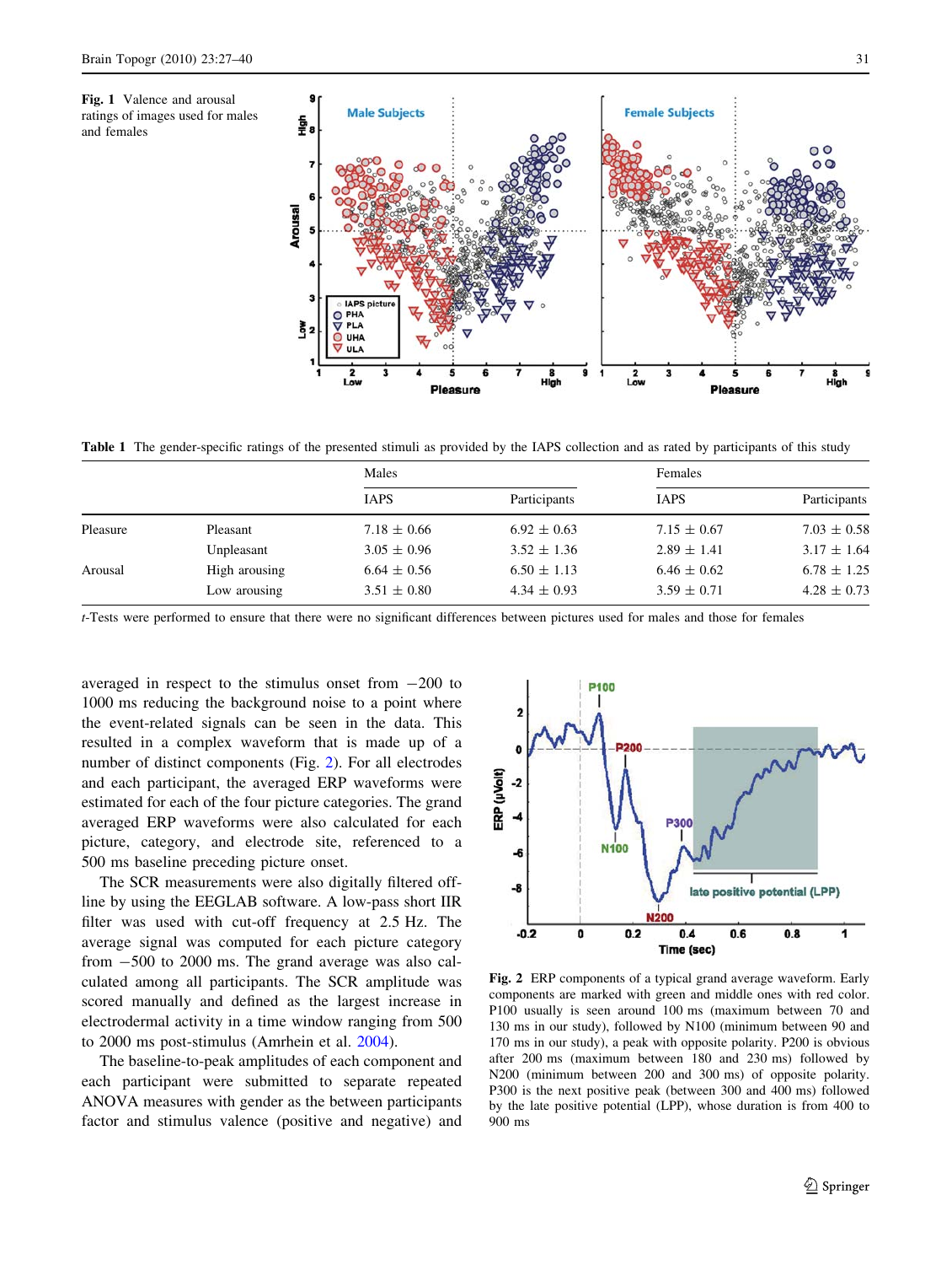**Fig. 1** Valence and arousal ratings of images used for males and females

**Table 1** The gender-specific ratings of the presented stimuli as provided by the IAPS collection and as rated by participants of this study

| | | Males | | Females | |
|---|---|---|---|---|---|
| | | IAPS | Participants | IAPS | Participants |
| Pleasure | Pleasant | 7.18 ± 0.66 | 6.92 ± 0.63 | 7.15 ± 0.67 | 7.03 ± 0.58 |
| | Unpleasant | 3.05 ± 0.96 | 3.52 ± 1.36 | 2.89 ± 1.41 | 3.17 ± 1.64 |
| Arousal | High arousing | 6.64 ± 0.56 | 6.50 ± 1.13 | 6.46 ± 0.62 | 6.78 ± 1.25 |
| | Low arousing | 3.51 ± 0.80 | 4.34 ± 0.93 | 3.59 ± 0.71 | 4.28 ± 0.73 |

*t*-Tests were performed to ensure that there were no significant differences between pictures used for males and those for females

averaged in respect to the stimulus onset from −200 to 1000 ms reducing the background noise to a point where the event-related signals can be seen in the data. This resulted in a complex waveform that is made up of a number of distinct components (Fig. 2). For all electrodes and each participant, the averaged ERP waveforms were estimated for each of the four picture categories. The grand averaged ERP waveforms were also calculated for each picture, category, and electrode site, referenced to a 500 ms baseline preceding picture onset.

The SCR measurements were also digitally filtered off-line by using the EEGLAB software. A low-pass short IIR filter was used with cut-off frequency at 2.5 Hz. The average signal was computed for each picture category from −500 to 2000 ms. The grand average was also calculated among all participants. The SCR amplitude was scored manually and defined as the largest increase in electrodermal activity in a time window ranging from 500 to 2000 ms post-stimulus (Amrhein et al. 2004).

The baseline-to-peak amplitudes of each component and each participant were submitted to separate repeated ANOVA measures with gender as the between participants factor and stimulus valence (positive and negative) and

**Fig. 2** ERP components of a typical grand average waveform. Early components are marked with green and middle ones with red color. P100 usually is seen around 100 ms (maximum between 70 and 130 ms in our study), followed by N100 (minimum between 90 and 170 ms in our study), a peak with opposite polarity. P200 is obvious after 200 ms (maximum between 180 and 230 ms) followed by N200 (minimum between 200 and 300 ms) of opposite polarity. P300 is the next positive peak (between 300 and 400 ms) followed by the late positive potential (LPP), whose duration is from 400 to 900 ms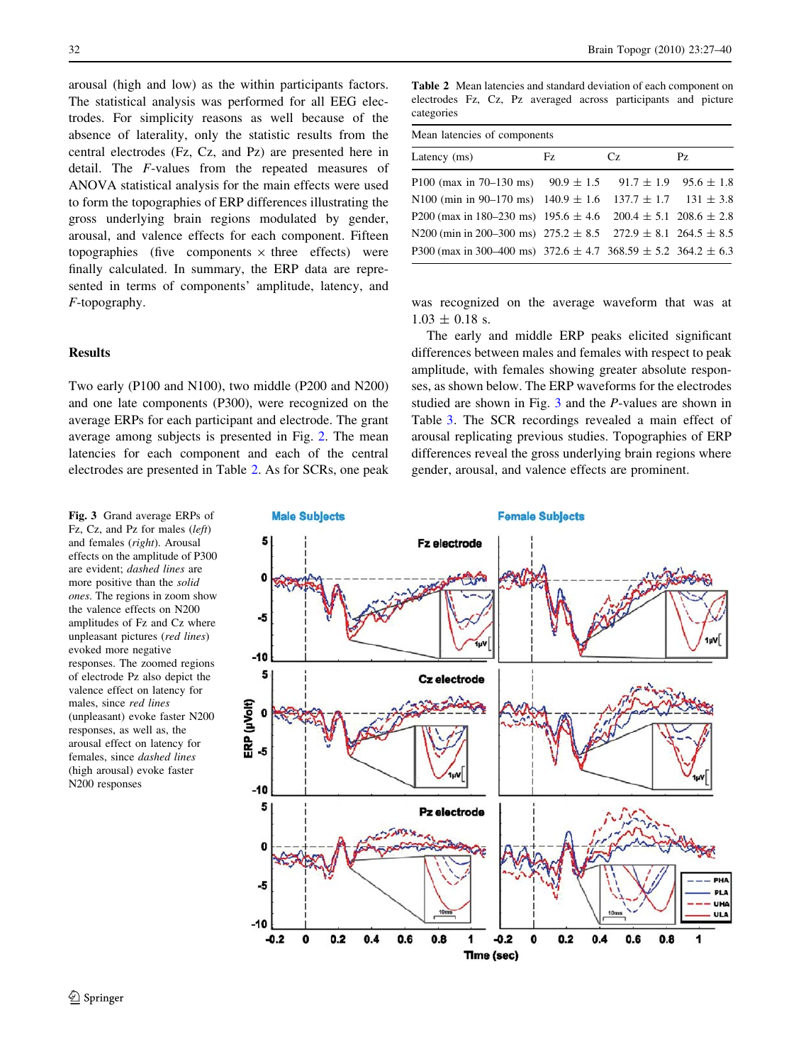arousal (high and low) as the within participants factors. The statistical analysis was performed for all EEG electrodes. For simplicity reasons as well because of the absence of laterality, only the statistic results from the central electrodes (Fz, Cz, and Pz) are presented here in detail. The *F*-values from the repeated measures of ANOVA statistical analysis for the main effects were used to form the topographies of ERP differences illustrating the gross underlying brain regions modulated by gender, arousal, and valence effects for each component. Fifteen topographies (five components × three effects) were finally calculated. In summary, the ERP data are represented in terms of components' amplitude, latency, and *F*-topography.

## Results

Two early (P100 and N100), two middle (P200 and N200) and one late components (P300), were recognized on the average ERPs for each participant and electrode. The grant average among subjects is presented in Fig. 2. The mean latencies for each component and each of the central electrodes are presented in Table 2. As for SCRs, one peak was recognized on the average waveform that was at 1.03 ± 0.18 s.

**Table 2** Mean latencies and standard deviation of each component on electrodes Fz, Cz, Pz averaged across participants and picture categories

| Mean latencies of components | | | |
|---|---|---|---|
| Latency (ms) | Fz | Cz | Pz |
| P100 (max in 70–130 ms) | 90.9 ± 1.5 | 91.7 ± 1.9 | 95.6 ± 1.8 |
| N100 (min in 90–170 ms) | 140.9 ± 1.6 | 137.7 ± 1.7 | 131 ± 3.8 |
| P200 (max in 180–230 ms) | 195.6 ± 4.6 | 200.4 ± 5.1 | 208.6 ± 2.8 |
| N200 (min in 200–300 ms) | 275.2 ± 8.5 | 272.9 ± 8.1 | 264.5 ± 8.5 |
| P300 (max in 300–400 ms) | 372.6 ± 4.7 | 368.59 ± 5.2 | 364.2 ± 6.3 |

The early and middle ERP peaks elicited significant differences between males and females with respect to peak amplitude, with females showing greater absolute responses, as shown below. The ERP waveforms for the electrodes studied are shown in Fig. 3 and the *P*-values are shown in Table 3. The SCR recordings revealed a main effect of arousal replicating previous studies. Topographies of ERP differences reveal the gross underlying brain regions where gender, arousal, and valence effects are prominent.

**Fig. 3** Grand average ERPs of Fz, Cz, and Pz for males (*left*) and females (*right*). Arousal effects on the amplitude of P300 are evident; *dashed lines* are more positive than the *solid ones*. The regions in zoom show the valence effects on N200 amplitudes of Fz and Cz where unpleasant pictures (*red lines*) evoked more negative responses. The zoomed regions of electrode Pz also depict the valence effect on latency for males, since *red lines* (unpleasant) evoke faster N200 responses, as well as, the arousal effect on latency for females, since *dashed lines* (high arousal) evoke faster N200 responses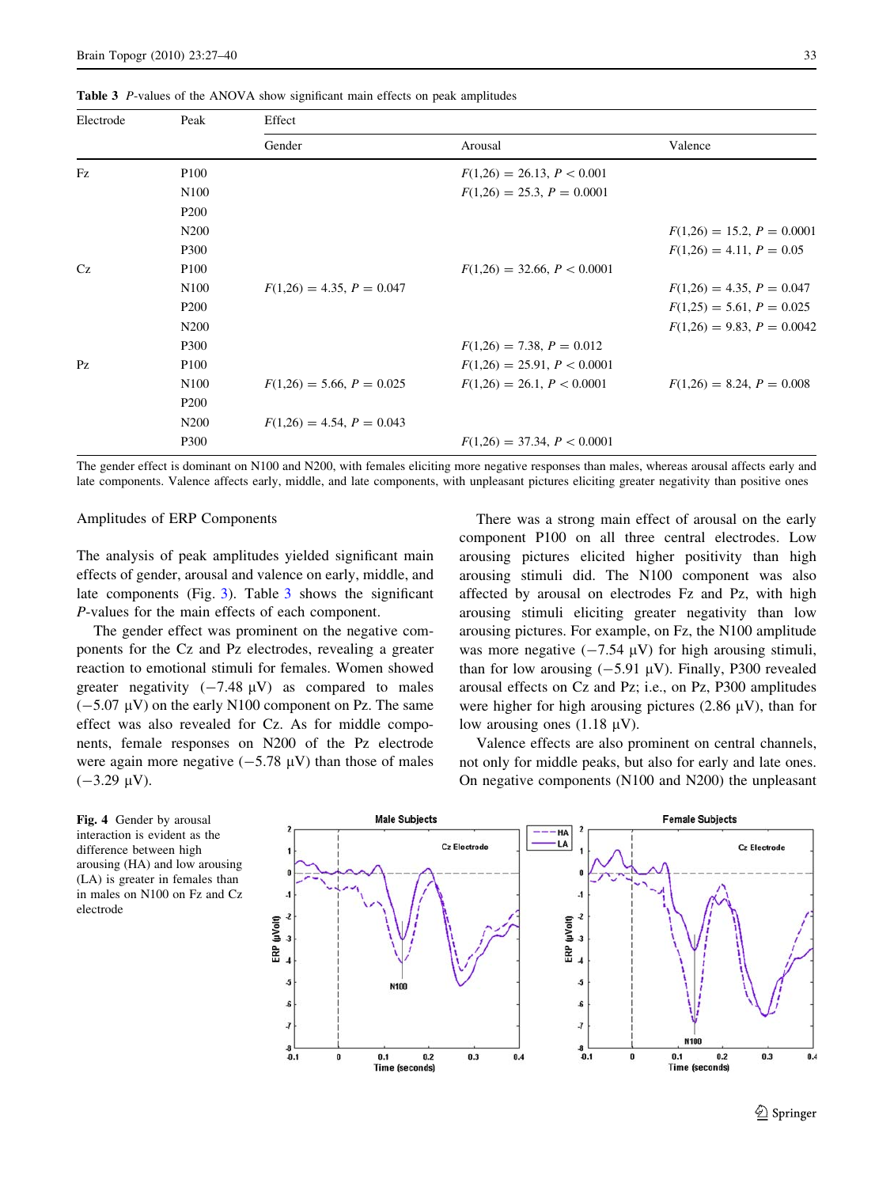**Table 3** *P*-values of the ANOVA show significant main effects on peak amplitudes

| Electrode | Peak | Effect | | |
|---|---|---|---|---|
| | | Gender | Arousal | Valence |
| Fz | P100 | | $F(1,26) = 26.13$, $P < 0.001$ | |
| | N100 | | $F(1,26) = 25.3$, $P = 0.0001$ | |
| | P200 | | | |
| | N200 | | | $F(1,26) = 15.2$, $P = 0.0001$ |
| | P300 | | | $F(1,26) = 4.11$, $P = 0.05$ |
| Cz | P100 | | $F(1,26) = 32.66$, $P < 0.0001$ | |
| | N100 | $F(1,26) = 4.35$, $P = 0.047$ | | $F(1,26) = 4.35$, $P = 0.047$ |
| | P200 | | | $F(1,25) = 5.61$, $P = 0.025$ |
| | N200 | | | $F(1,26) = 9.83$, $P = 0.0042$ |
| | P300 | | $F(1,26) = 7.38$, $P = 0.012$ | |
| Pz | P100 | | $F(1,26) = 25.91$, $P < 0.0001$ | |
| | N100 | $F(1,26) = 5.66$, $P = 0.025$ | $F(1,26) = 26.1$, $P < 0.0001$ | $F(1,26) = 8.24$, $P = 0.008$ |
| | P200 | | | |
| | N200 | $F(1,26) = 4.54$, $P = 0.043$ | | |
| | P300 | | $F(1,26) = 37.34$, $P < 0.0001$ | |

The gender effect is dominant on N100 and N200, with females eliciting more negative responses than males, whereas arousal affects early and late components. Valence affects early, middle, and late components, with unpleasant pictures eliciting greater negativity than positive ones

### Amplitudes of ERP Components

The analysis of peak amplitudes yielded significant main effects of gender, arousal and valence on early, middle, and late components (Fig. 3). Table 3 shows the significant *P*-values for the main effects of each component.

The gender effect was prominent on the negative components for the Cz and Pz electrodes, revealing a greater reaction to emotional stimuli for females. Women showed greater negativity (−7.48 μV) as compared to males (−5.07 μV) on the early N100 component on Pz. The same effect was also revealed for Cz. As for middle components, female responses on N200 of the Pz electrode were again more negative (−5.78 μV) than those of males (−3.29 μV).

There was a strong main effect of arousal on the early component P100 on all three central electrodes. Low arousing pictures elicited higher positivity than high arousing stimuli did. The N100 component was also affected by arousal on electrodes Fz and Pz, with high arousing stimuli eliciting greater negativity than low arousing pictures. For example, on Fz, the N100 amplitude was more negative (−7.54 μV) for high arousing stimuli, than for low arousing (−5.91 μV). Finally, P300 revealed arousal effects on Cz and Pz; i.e., on Pz, P300 amplitudes were higher for high arousing pictures (2.86 μV), than for low arousing ones (1.18 μV).

Valence effects are also prominent on central channels, not only for middle peaks, but also for early and late ones. On negative components (N100 and N200) the unpleasant

**Fig. 4** Gender by arousal interaction is evident as the difference between high arousing (HA) and low arousing (LA) is greater in females than in males on N100 on Fz and Cz electrode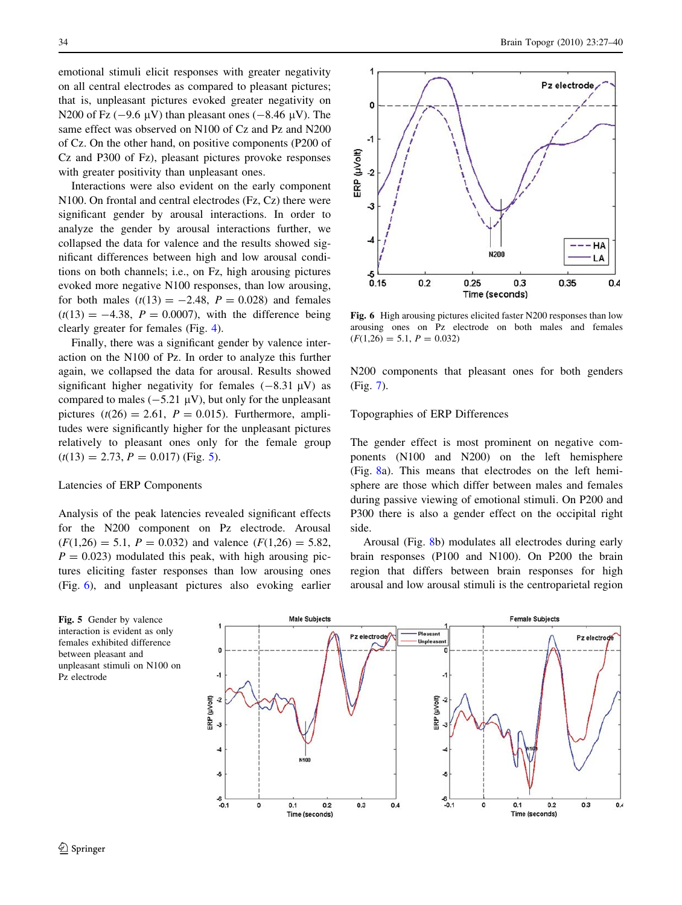emotional stimuli elicit responses with greater negativity on all central electrodes as compared to pleasant pictures; that is, unpleasant pictures evoked greater negativity on N200 of Fz (−9.6 μV) than pleasant ones (−8.46 μV). The same effect was observed on N100 of Cz and Pz and N200 of Cz. On the other hand, on positive components (P200 of Cz and P300 of Fz), pleasant pictures provoke responses with greater positivity than unpleasant ones.

Interactions were also evident on the early component N100. On frontal and central electrodes (Fz, Cz) there were significant gender by arousal interactions. In order to analyze the gender by arousal interactions further, we collapsed the data for valence and the results showed significant differences between high and low arousal conditions on both channels; i.e., on Fz, high arousing pictures evoked more negative N100 responses, than low arousing, for both males ($t(13) = -2.48$, $P = 0.028$) and females ($t(13) = -4.38$, $P = 0.0007$), with the difference being clearly greater for females (Fig. 4).

Finally, there was a significant gender by valence interaction on the N100 of Pz. In order to analyze this further again, we collapsed the data for arousal. Results showed significant higher negativity for females (−8.31 μV) as compared to males (−5.21 μV), but only for the unpleasant pictures ($t(26) = 2.61$, $P = 0.015$). Furthermore, amplitudes were significantly higher for the unpleasant pictures relatively to pleasant ones only for the female group ($t(13) = 2.73$, $P = 0.017$) (Fig. 5).

## Latencies of ERP Components

Analysis of the peak latencies revealed significant effects for the N200 component on Pz electrode. Arousal ($F(1,26) = 5.1$, $P = 0.032$) and valence ($F(1,26) = 5.82$, $P = 0.023$) modulated this peak, with high arousing pictures eliciting faster responses than low arousing ones (Fig. 6), and unpleasant pictures also evoking earlier N200 components that pleasant ones for both genders (Fig. 7).

**Fig. 6** High arousing pictures elicited faster N200 responses than low arousing ones on Pz electrode on both males and females ($F(1,26) = 5.1$, $P = 0.032$)

## Topographies of ERP Differences

The gender effect is most prominent on negative components (N100 and N200) on the left hemisphere (Fig. 8a). This means that electrodes on the left hemisphere are those which differ between males and females during passive viewing of emotional stimuli. On P200 and P300 there is also a gender effect on the occipital right side.

Arousal (Fig. 8b) modulates all electrodes during early brain responses (P100 and N100). On P200 the brain region that differs between brain responses for high arousal and low arousal stimuli is the centroparietal region

**Fig. 5** Gender by valence interaction is evident as only females exhibited difference between pleasant and unpleasant stimuli on N100 on Pz electrode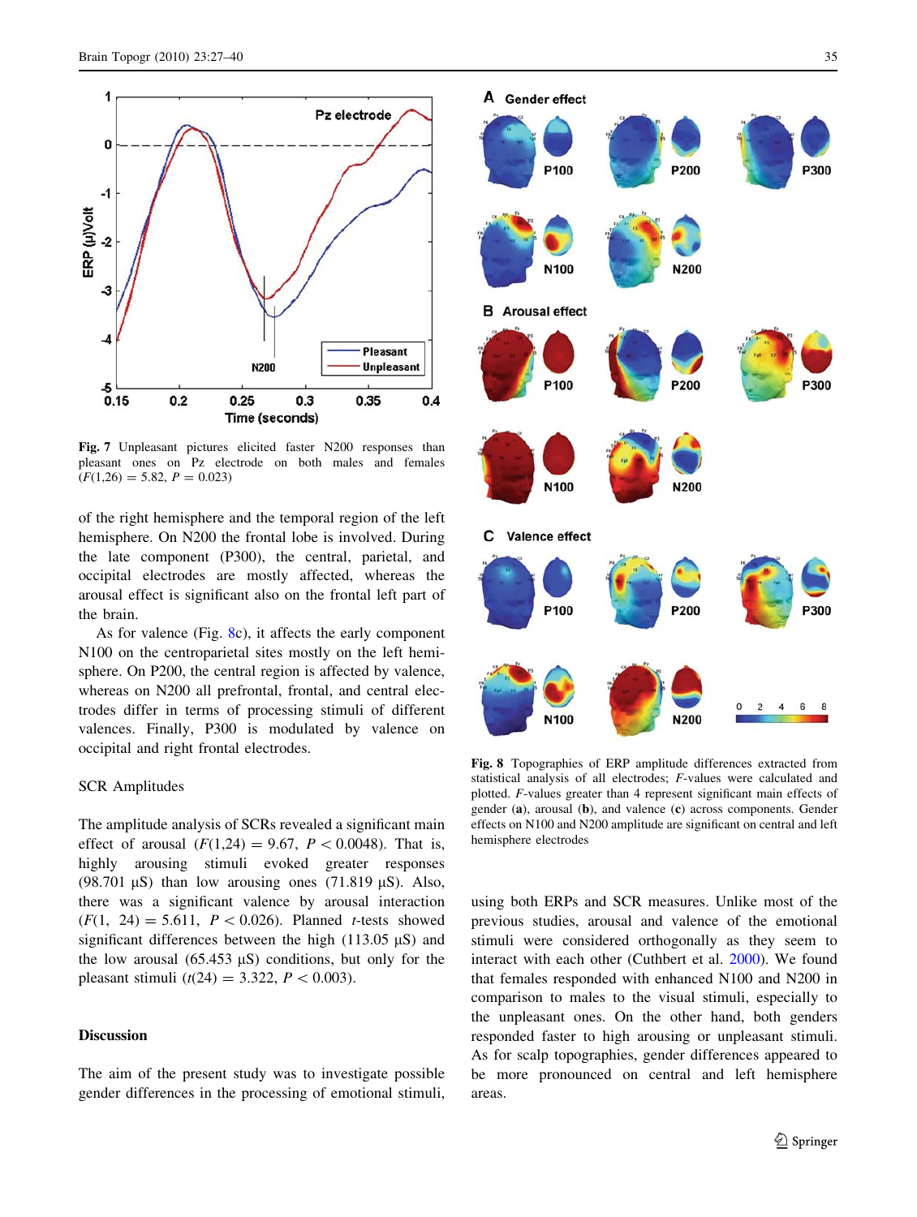Fig. 7 Unpleasant pictures elicited faster N200 responses than pleasant ones on Pz electrode on both males and females ($F(1,26) = 5.82$, $P = 0.023$)

of the right hemisphere and the temporal region of the left hemisphere. On N200 the frontal lobe is involved. During the late component (P300), the central, parietal, and occipital electrodes are mostly affected, whereas the arousal effect is significant also on the frontal left part of the brain.

As for valence (Fig. 8c), it affects the early component N100 on the centroparietal sites mostly on the left hemisphere. On P200, the central region is affected by valence, whereas on N200 all prefrontal, frontal, and central electrodes differ in terms of processing stimuli of different valences. Finally, P300 is modulated by valence on occipital and right frontal electrodes.

### SCR Amplitudes

The amplitude analysis of SCRs revealed a significant main effect of arousal ($F(1,24) = 9.67$, $P < 0.0048$). That is, highly arousing stimuli evoked greater responses (98.701 μS) than low arousing ones (71.819 μS). Also, there was a significant valence by arousal interaction ($F(1, 24) = 5.611$, $P < 0.026$). Planned $t$-tests showed significant differences between the high (113.05 μS) and the low arousal (65.453 μS) conditions, but only for the pleasant stimuli ($t(24) = 3.322$, $P < 0.003$).

## Discussion

The aim of the present study was to investigate possible gender differences in the processing of emotional stimuli, using both ERPs and SCR measures. Unlike most of the previous studies, arousal and valence of the emotional stimuli were considered orthogonally as they seem to interact with each other (Cuthbert et al. 2000). We found that females responded with enhanced N100 and N200 in comparison to males to the visual stimuli, especially to the unpleasant ones. On the other hand, both genders responded faster to high arousing or unpleasant stimuli. As for scalp topographies, gender differences appeared to be more pronounced on central and left hemisphere areas.

Fig. 8 Topographies of ERP amplitude differences extracted from statistical analysis of all electrodes; $F$-values were calculated and plotted. $F$-values greater than 4 represent significant main effects of gender (**a**), arousal (**b**), and valence (**c**) across components. Gender effects on N100 and N200 amplitude are significant on central and left hemisphere electrodes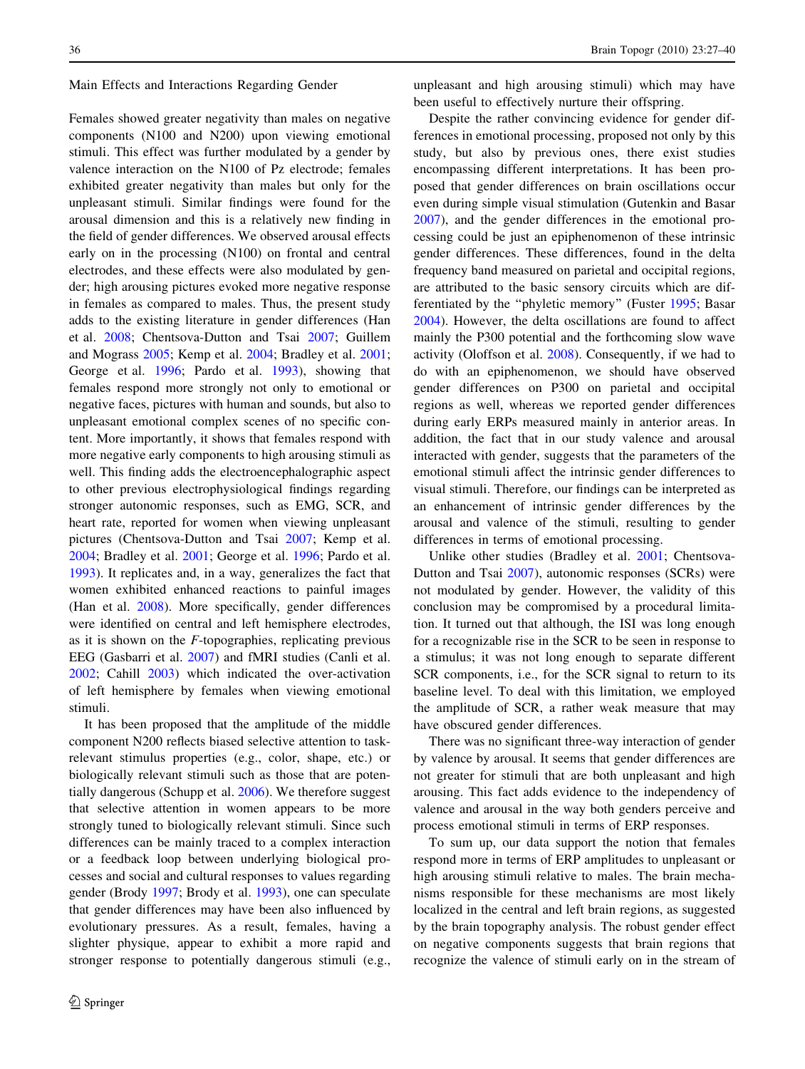### Main Effects and Interactions Regarding Gender

Females showed greater negativity than males on negative components (N100 and N200) upon viewing emotional stimuli. This effect was further modulated by a gender by valence interaction on the N100 of Pz electrode; females exhibited greater negativity than males but only for the unpleasant stimuli. Similar findings were found for the arousal dimension and this is a relatively new finding in the field of gender differences. We observed arousal effects early on in the processing (N100) on frontal and central electrodes, and these effects were also modulated by gender; high arousing pictures evoked more negative response in females as compared to males. Thus, the present study adds to the existing literature in gender differences (Han et al. 2008; Chentsova-Dutton and Tsai 2007; Guillem and Mograss 2005; Kemp et al. 2004; Bradley et al. 2001; George et al. 1996; Pardo et al. 1993), showing that females respond more strongly not only to emotional or negative faces, pictures with human and sounds, but also to unpleasant emotional complex scenes of no specific content. More importantly, it shows that females respond with more negative early components to high arousing stimuli as well. This finding adds the electroencephalographic aspect to other previous electrophysiological findings regarding stronger autonomic responses, such as EMG, SCR, and heart rate, reported for women when viewing unpleasant pictures (Chentsova-Dutton and Tsai 2007; Kemp et al. 2004; Bradley et al. 2001; George et al. 1996; Pardo et al. 1993). It replicates and, in a way, generalizes the fact that women exhibited enhanced reactions to painful images (Han et al. 2008). More specifically, gender differences were identified on central and left hemisphere electrodes, as it is shown on the *F*-topographies, replicating previous EEG (Gasbarri et al. 2007) and fMRI studies (Canli et al. 2002; Cahill 2003) which indicated the over-activation of left hemisphere by females when viewing emotional stimuli.

It has been proposed that the amplitude of the middle component N200 reflects biased selective attention to task-relevant stimulus properties (e.g., color, shape, etc.) or biologically relevant stimuli such as those that are potentially dangerous (Schupp et al. 2006). We therefore suggest that selective attention in women appears to be more strongly tuned to biologically relevant stimuli. Since such differences can be mainly traced to a complex interaction or a feedback loop between underlying biological processes and social and cultural responses to values regarding gender (Brody 1997; Brody et al. 1993), one can speculate that gender differences may have been also influenced by evolutionary pressures. As a result, females, having a slighter physique, appear to exhibit a more rapid and stronger response to potentially dangerous stimuli (e.g., unpleasant and high arousing stimuli) which may have been useful to effectively nurture their offspring.

Despite the rather convincing evidence for gender differences in emotional processing, proposed not only by this study, but also by previous ones, there exist studies encompassing different interpretations. It has been proposed that gender differences on brain oscillations occur even during simple visual stimulation (Gutenkin and Basar 2007), and the gender differences in the emotional processing could be just an epiphenomenon of these intrinsic gender differences. These differences, found in the delta frequency band measured on parietal and occipital regions, are attributed to the basic sensory circuits which are differentiated by the "phyletic memory" (Fuster 1995; Basar 2004). However, the delta oscillations are found to affect mainly the P300 potential and the forthcoming slow wave activity (Oloffson et al. 2008). Consequently, if we had to do with an epiphenomenon, we should have observed gender differences on P300 on parietal and occipital regions as well, whereas we reported gender differences during early ERPs measured mainly in anterior areas. In addition, the fact that in our study valence and arousal interacted with gender, suggests that the parameters of the emotional stimuli affect the intrinsic gender differences to visual stimuli. Therefore, our findings can be interpreted as an enhancement of intrinsic gender differences by the arousal and valence of the stimuli, resulting to gender differences in terms of emotional processing.

Unlike other studies (Bradley et al. 2001; Chentsova-Dutton and Tsai 2007), autonomic responses (SCRs) were not modulated by gender. However, the validity of this conclusion may be compromised by a procedural limitation. It turned out that although, the ISI was long enough for a recognizable rise in the SCR to be seen in response to a stimulus; it was not long enough to separate different SCR components, i.e., for the SCR signal to return to its baseline level. To deal with this limitation, we employed the amplitude of SCR, a rather weak measure that may have obscured gender differences.

There was no significant three-way interaction of gender by valence by arousal. It seems that gender differences are not greater for stimuli that are both unpleasant and high arousing. This fact adds evidence to the independency of valence and arousal in the way both genders perceive and process emotional stimuli in terms of ERP responses.

To sum up, our data support the notion that females respond more in terms of ERP amplitudes to unpleasant or high arousing stimuli relative to males. The brain mechanisms responsible for these mechanisms are most likely localized in the central and left brain regions, as suggested by the brain topography analysis. The robust gender effect on negative components suggests that brain regions that recognize the valence of stimuli early on in the stream of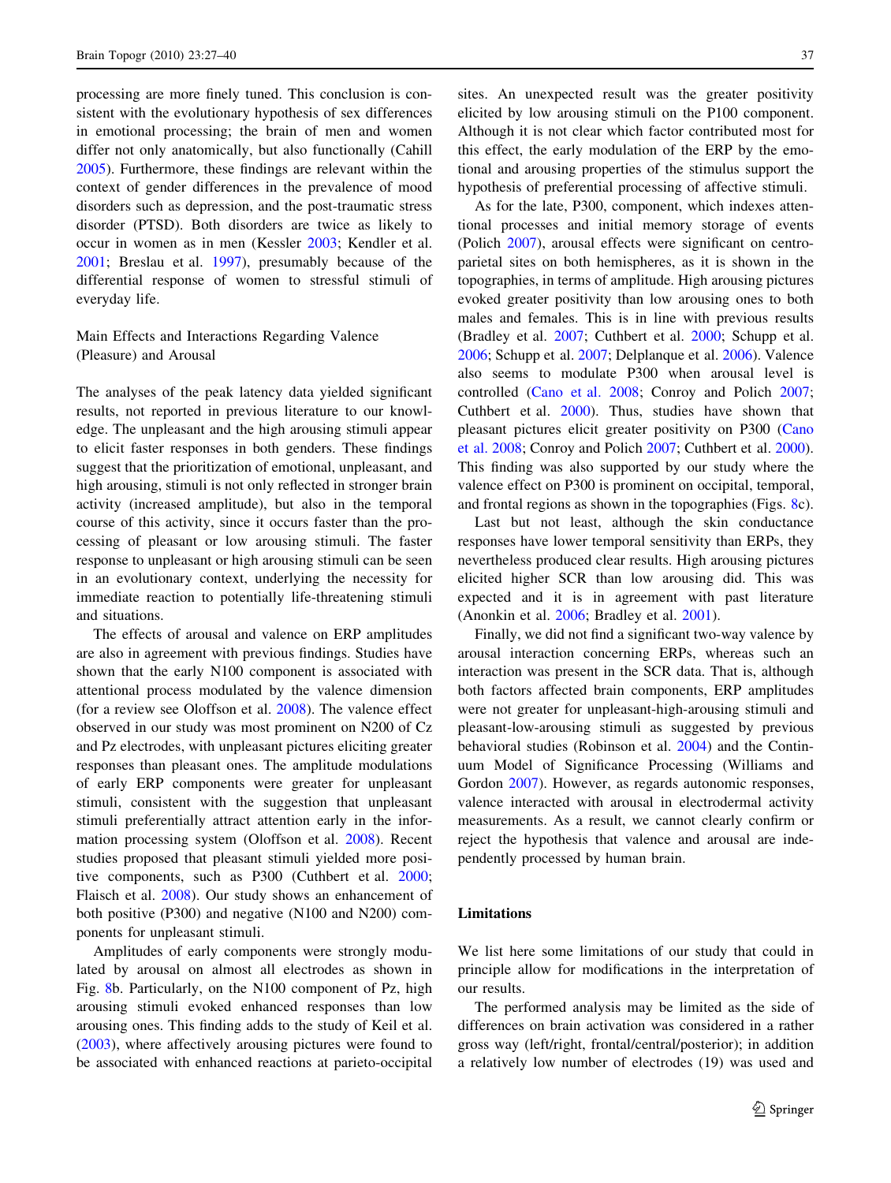processing are more finely tuned. This conclusion is consistent with the evolutionary hypothesis of sex differences in emotional processing; the brain of men and women differ not only anatomically, but also functionally (Cahill 2005). Furthermore, these findings are relevant within the context of gender differences in the prevalence of mood disorders such as depression, and the post-traumatic stress disorder (PTSD). Both disorders are twice as likely to occur in women as in men (Kessler 2003; Kendler et al. 2001; Breslau et al. 1997), presumably because of the differential response of women to stressful stimuli of everyday life.

### Main Effects and Interactions Regarding Valence (Pleasure) and Arousal

The analyses of the peak latency data yielded significant results, not reported in previous literature to our knowledge. The unpleasant and the high arousing stimuli appear to elicit faster responses in both genders. These findings suggest that the prioritization of emotional, unpleasant, and high arousing, stimuli is not only reflected in stronger brain activity (increased amplitude), but also in the temporal course of this activity, since it occurs faster than the processing of pleasant or low arousing stimuli. The faster response to unpleasant or high arousing stimuli can be seen in an evolutionary context, underlying the necessity for immediate reaction to potentially life-threatening stimuli and situations.

The effects of arousal and valence on ERP amplitudes are also in agreement with previous findings. Studies have shown that the early N100 component is associated with attentional process modulated by the valence dimension (for a review see Oloffson et al. 2008). The valence effect observed in our study was most prominent on N200 of Cz and Pz electrodes, with unpleasant pictures eliciting greater responses than pleasant ones. The amplitude modulations of early ERP components were greater for unpleasant stimuli, consistent with the suggestion that unpleasant stimuli preferentially attract attention early in the information processing system (Oloffson et al. 2008). Recent studies proposed that pleasant stimuli yielded more positive components, such as P300 (Cuthbert et al. 2000; Flaisch et al. 2008). Our study shows an enhancement of both positive (P300) and negative (N100 and N200) components for unpleasant stimuli.

Amplitudes of early components were strongly modulated by arousal on almost all electrodes as shown in Fig. 8b. Particularly, on the N100 component of Pz, high arousing stimuli evoked enhanced responses than low arousing ones. This finding adds to the study of Keil et al. (2003), where affectively arousing pictures were found to be associated with enhanced reactions at parieto-occipital sites. An unexpected result was the greater positivity elicited by low arousing stimuli on the P100 component. Although it is not clear which factor contributed most for this effect, the early modulation of the ERP by the emotional and arousing properties of the stimulus support the hypothesis of preferential processing of affective stimuli.

As for the late, P300, component, which indexes attentional processes and initial memory storage of events (Polich 2007), arousal effects were significant on centro-parietal sites on both hemispheres, as it is shown in the topographies, in terms of amplitude. High arousing pictures evoked greater positivity than low arousing ones to both males and females. This is in line with previous results (Bradley et al. 2007; Cuthbert et al. 2000; Schupp et al. 2006; Schupp et al. 2007; Delplanque et al. 2006). Valence also seems to modulate P300 when arousal level is controlled (Cano et al. 2008; Conroy and Polich 2007; Cuthbert et al. 2000). Thus, studies have shown that pleasant pictures elicit greater positivity on P300 (Cano et al. 2008; Conroy and Polich 2007; Cuthbert et al. 2000). This finding was also supported by our study where the valence effect on P300 is prominent on occipital, temporal, and frontal regions as shown in the topographies (Figs. 8c).

Last but not least, although the skin conductance responses have lower temporal sensitivity than ERPs, they nevertheless produced clear results. High arousing pictures elicited higher SCR than low arousing did. This was expected and it is in agreement with past literature (Anonkin et al. 2006; Bradley et al. 2001).

Finally, we did not find a significant two-way valence by arousal interaction concerning ERPs, whereas such an interaction was present in the SCR data. That is, although both factors affected brain components, ERP amplitudes were not greater for unpleasant-high-arousing stimuli and pleasant-low-arousing stimuli as suggested by previous behavioral studies (Robinson et al. 2004) and the Continuum Model of Significance Processing (Williams and Gordon 2007). However, as regards autonomic responses, valence interacted with arousal in electrodermal activity measurements. As a result, we cannot clearly confirm or reject the hypothesis that valence and arousal are independently processed by human brain.

## Limitations

We list here some limitations of our study that could in principle allow for modifications in the interpretation of our results.

The performed analysis may be limited as the side of differences on brain activation was considered in a rather gross way (left/right, frontal/central/posterior); in addition a relatively low number of electrodes (19) was used and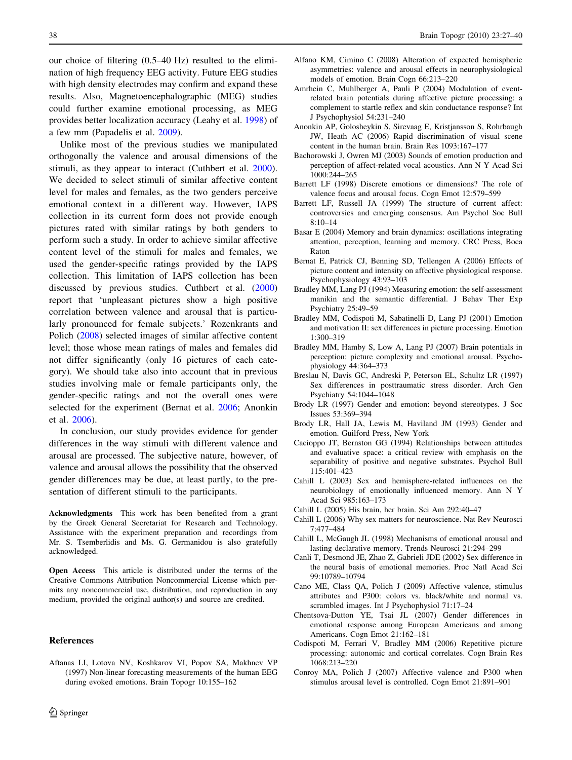our choice of filtering (0.5–40 Hz) resulted to the elimination of high frequency EEG activity. Future EEG studies with high density electrodes may confirm and expand these results. Also, Magnetoencephalographic (MEG) studies could further examine emotional processing, as MEG provides better localization accuracy (Leahy et al. 1998) of a few mm (Papadelis et al. 2009).

Unlike most of the previous studies we manipulated orthogonally the valence and arousal dimensions of the stimuli, as they appear to interact (Cuthbert et al. 2000). We decided to select stimuli of similar affective content level for males and females, as the two genders perceive emotional context in a different way. However, IAPS collection in its current form does not provide enough pictures rated with similar ratings by both genders to perform such a study. In order to achieve similar affective content level of the stimuli for males and females, we used the gender-specific ratings provided by the IAPS collection. This limitation of IAPS collection has been discussed by previous studies. Cuthbert et al. (2000) report that 'unpleasant pictures show a high positive correlation between valence and arousal that is particularly pronounced for female subjects.' Rozenkrants and Polich (2008) selected images of similar affective content level; those whose mean ratings of males and females did not differ significantly (only 16 pictures of each category). We should take also into account that in previous studies involving male or female participants only, the gender-specific ratings and not the overall ones were selected for the experiment (Bernat et al. 2006; Anonkin et al. 2006).

In conclusion, our study provides evidence for gender differences in the way stimuli with different valence and arousal are processed. The subjective nature, however, of valence and arousal allows the possibility that the observed gender differences may be due, at least partly, to the presentation of different stimuli to the participants.

**Acknowledgments** This work has been benefited from a grant by the Greek General Secretariat for Research and Technology. Assistance with the experiment preparation and recordings from Mr. S. Tsemberlidis and Ms. G. Germanidou is also gratefully acknowledged.

**Open Access** This article is distributed under the terms of the Creative Commons Attribution Noncommercial License which permits any noncommercial use, distribution, and reproduction in any medium, provided the original author(s) and source are credited.

## References

Aftanas LI, Lotova NV, Koshkarov VI, Popov SA, Makhnev VP (1997) Non-linear forecasting measurements of the human EEG during evoked emotions. Brain Topogr 10:155–162

Alfano KM, Cimino C (2008) Alteration of expected hemispheric asymmetries: valence and arousal effects in neurophysiological models of emotion. Brain Cogn 66:213–220

Amrhein C, Muhlberger A, Pauli P (2004) Modulation of event-related brain potentials during affective picture processing: a complement to startle reflex and skin conductance response? Int J Psychophysiol 54:231–240

Anonkin AP, Golosheykin S, Sirevaag E, Kristjansson S, Rohrbaugh JW, Heath AC (2006) Rapid discrimination of visual scene content in the human brain. Brain Res 1093:167–177

Bachorowski J, Owren MJ (2003) Sounds of emotion production and perception of affect-related vocal acoustics. Ann N Y Acad Sci 1000:244–265

Barrett LF (1998) Discrete emotions or dimensions? The role of valence focus and arousal focus. Cogn Emot 12:579–599

Barrett LF, Russell JA (1999) The structure of current affect: controversies and emerging consensus. Am Psychol Soc Bull 8:10–14

Basar E (2004) Memory and brain dynamics: oscillations integrating attention, perception, learning and memory. CRC Press, Boca Raton

Bernat E, Patrick CJ, Benning SD, Tellengen A (2006) Effects of picture content and intensity on affective physiological response. Psychophysiology 43:93–103

Bradley MM, Lang PJ (1994) Measuring emotion: the self-assessment manikin and the semantic differential. J Behav Ther Exp Psychiatry 25:49–59

Bradley MM, Codispoti M, Sabatinelli D, Lang PJ (2001) Emotion and motivation II: sex differences in picture processing. Emotion 1:300–319

Bradley MM, Hamby S, Low A, Lang PJ (2007) Brain potentials in perception: picture complexity and emotional arousal. Psychophysiology 44:364–373

Breslau N, Davis GC, Andreski P, Peterson EL, Schultz LR (1997) Sex differences in posttraumatic stress disorder. Arch Gen Psychiatry 54:1044–1048

Brody LR (1997) Gender and emotion: beyond stereotypes. J Soc Issues 53:369–394

Brody LR, Hall JA, Lewis M, Haviland JM (1993) Gender and emotion. Guilford Press, New York

Cacioppo JT, Bernston GG (1994) Relationships between attitudes and evaluative space: a critical review with emphasis on the separability of positive and negative substrates. Psychol Bull 115:401–423

Cahill L (2003) Sex and hemisphere-related influences on the neurobiology of emotionally influenced memory. Ann N Y Acad Sci 985:163–173

Cahill L (2005) His brain, her brain. Sci Am 292:40–47

Cahill L (2006) Why sex matters for neuroscience. Nat Rev Neurosci 7:477–484

Cahill L, McGaugh JL (1998) Mechanisms of emotional arousal and lasting declarative memory. Trends Neurosci 21:294–299

Canli T, Desmond JE, Zhao Z, Gabrieli JDE (2002) Sex difference in the neural basis of emotional memories. Proc Natl Acad Sci 99:10789–10794

Cano ME, Class QA, Polich J (2009) Affective valence, stimulus attributes and P300: colors vs. black/white and normal vs. scrambled images. Int J Psychophysiol 71:17–24

Chentsova-Dutton YE, Tsai JL (2007) Gender differences in emotional response among European Americans and among Asian Americans. Cogn Emot 21:162–181

Codispoti M, Ferrari V, Bradley MM (2006) Repetitive picture processing: autonomic and cortical correlates. Cogn Brain Res 1068:213–220

Conroy MA, Polich J (2007) Affective valence and P300 when stimulus arousal level is controlled. Cogn Emot 21:891–901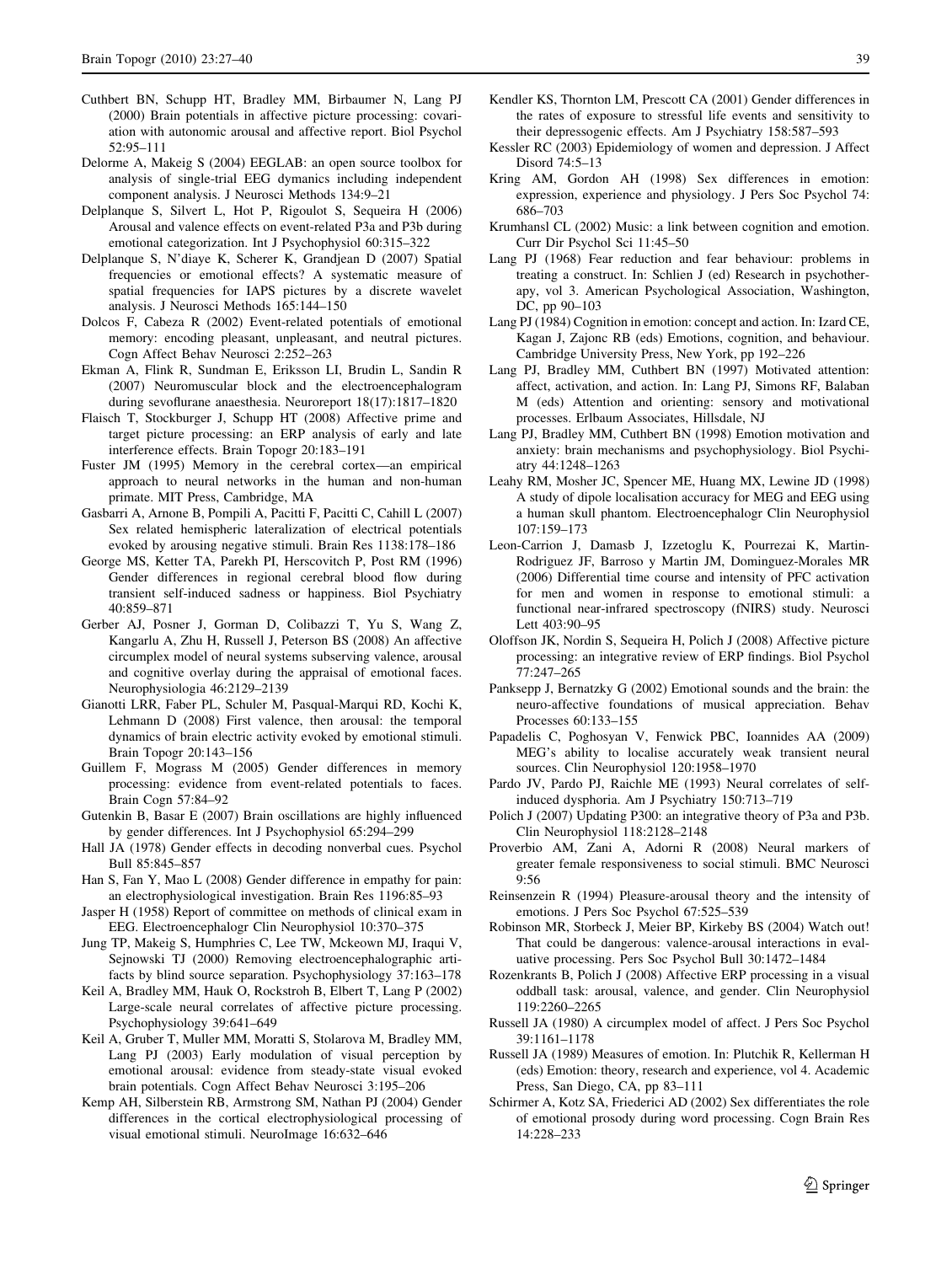Cuthbert BN, Schupp HT, Bradley MM, Birbaumer N, Lang PJ (2000) Brain potentials in affective picture processing: covariation with autonomic arousal and affective report. Biol Psychol 52:95–111

Delorme A, Makeig S (2004) EEGLAB: an open source toolbox for analysis of single-trial EEG dymanics including independent component analysis. J Neurosci Methods 134:9–21

Delplanque S, Silvert L, Hot P, Rigoulot S, Sequeira H (2006) Arousal and valence effects on event-related P3a and P3b during emotional categorization. Int J Psychophysiol 60:315–322

Delplanque S, N'diaye K, Scherer K, Grandjean D (2007) Spatial frequencies or emotional effects? A systematic measure of spatial frequencies for IAPS pictures by a discrete wavelet analysis. J Neurosci Methods 165:144–150

Dolcos F, Cabeza R (2002) Event-related potentials of emotional memory: encoding pleasant, unpleasant, and neutral pictures. Cogn Affect Behav Neurosci 2:252–263

Ekman A, Flink R, Sundman E, Eriksson LI, Brudin L, Sandin R (2007) Neuromuscular block and the electroencephalogram during sevoflurane anaesthesia. Neuroreport 18(17):1817–1820

Flaisch T, Stockburger J, Schupp HT (2008) Affective prime and target picture processing: an ERP analysis of early and late interference effects. Brain Topogr 20:183–191

Fuster JM (1995) Memory in the cerebral cortex—an empirical approach to neural networks in the human and non-human primate. MIT Press, Cambridge, MA

Gasbarri A, Arnone B, Pompili A, Pacitti F, Pacitti C, Cahill L (2007) Sex related hemispheric lateralization of electrical potentials evoked by arousing negative stimuli. Brain Res 1138:178–186

George MS, Ketter TA, Parekh PI, Herscovitch P, Post RM (1996) Gender differences in regional cerebral blood flow during transient self-induced sadness or happiness. Biol Psychiatry 40:859–871

Gerber AJ, Posner J, Gorman D, Colibazzi T, Yu S, Wang Z, Kangarlu A, Zhu H, Russell J, Peterson BS (2008) An affective circumplex model of neural systems subserving valence, arousal and cognitive overlay during the appraisal of emotional faces. Neurophysiologia 46:2129–2139

Gianotti LRR, Faber PL, Schuler M, Pasqual-Marqui RD, Kochi K, Lehmann D (2008) First valence, then arousal: the temporal dynamics of brain electric activity evoked by emotional stimuli. Brain Topogr 20:143–156

Guillem F, Mograss M (2005) Gender differences in memory processing: evidence from event-related potentials to faces. Brain Cogn 57:84–92

Gutenkin B, Basar E (2007) Brain oscillations are highly influenced by gender differences. Int J Psychophysiol 65:294–299

Hall JA (1978) Gender effects in decoding nonverbal cues. Psychol Bull 85:845–857

Han S, Fan Y, Mao L (2008) Gender difference in empathy for pain: an electrophysiological investigation. Brain Res 1196:85–93

Jasper H (1958) Report of committee on methods of clinical exam in EEG. Electroencephalogr Clin Neurophysiol 10:370–375

Jung TP, Makeig S, Humphries C, Lee TW, Mckeown MJ, Iraqui V, Sejnowski TJ (2000) Removing electroencephalographic artifacts by blind source separation. Psychophysiology 37:163–178

Keil A, Bradley MM, Hauk O, Rockstroh B, Elbert T, Lang P (2002) Large-scale neural correlates of affective picture processing. Psychophysiology 39:641–649

Keil A, Gruber T, Muller MM, Moratti S, Stolarova M, Bradley MM, Lang PJ (2003) Early modulation of visual perception by emotional arousal: evidence from steady-state visual evoked brain potentials. Cogn Affect Behav Neurosci 3:195–206

Kemp AH, Silberstein RB, Armstrong SM, Nathan PJ (2004) Gender differences in the cortical electrophysiological processing of visual emotional stimuli. NeuroImage 16:632–646

Kendler KS, Thornton LM, Prescott CA (2001) Gender differences in the rates of exposure to stressful life events and sensitivity to their depressogenic effects. Am J Psychiatry 158:587–593

Kessler RC (2003) Epidemiology of women and depression. J Affect Disord 74:5–13

Kring AM, Gordon AH (1998) Sex differences in emotion: expression, experience and physiology. J Pers Soc Psychol 74: 686–703

Krumhansl CL (2002) Music: a link between cognition and emotion. Curr Dir Psychol Sci 11:45–50

Lang PJ (1968) Fear reduction and fear behaviour: problems in treating a construct. In: Schlien J (ed) Research in psychotherapy, vol 3. American Psychological Association, Washington, DC, pp 90–103

Lang PJ (1984) Cognition in emotion: concept and action. In: Izard CE, Kagan J, Zajonc RB (eds) Emotions, cognition, and behaviour. Cambridge University Press, New York, pp 192–226

Lang PJ, Bradley MM, Cuthbert BN (1997) Motivated attention: affect, activation, and action. In: Lang PJ, Simons RF, Balaban M (eds) Attention and orienting: sensory and motivational processes. Erlbaum Associates, Hillsdale, NJ

Lang PJ, Bradley MM, Cuthbert BN (1998) Emotion motivation and anxiety: brain mechanisms and psychophysiology. Biol Psychiatry 44:1248–1263

Leahy RM, Mosher JC, Spencer ME, Huang MX, Lewine JD (1998) A study of dipole localisation accuracy for MEG and EEG using a human skull phantom. Electroencephalogr Clin Neurophysiol 107:159–173

Leon-Carrion J, Damasb J, Izzetoglu K, Pourrezai K, Martin-Rodriguez JF, Barroso y Martin JM, Dominguez-Morales MR (2006) Differential time course and intensity of PFC activation for men and women in response to emotional stimuli: a functional near-infrared spectroscopy (fNIRS) study. Neurosci Lett 403:90–95

Oloffson JK, Nordin S, Sequeira H, Polich J (2008) Affective picture processing: an integrative review of ERP findings. Biol Psychol 77:247–265

Panksepp J, Bernatzky G (2002) Emotional sounds and the brain: the neuro-affective foundations of musical appreciation. Behav Processes 60:133–155

Papadelis C, Poghosyan V, Fenwick PBC, Ioannides AA (2009) MEG's ability to localise accurately weak transient neural sources. Clin Neurophysiol 120:1958–1970

Pardo JV, Pardo PJ, Raichle ME (1993) Neural correlates of self-induced dysphoria. Am J Psychiatry 150:713–719

Polich J (2007) Updating P300: an integrative theory of P3a and P3b. Clin Neurophysiol 118:2128–2148

Proverbio AM, Zani A, Adorni R (2008) Neural markers of greater female responsiveness to social stimuli. BMC Neurosci 9:56

Reinsenzein R (1994) Pleasure-arousal theory and the intensity of emotions. J Pers Soc Psychol 67:525–539

Robinson MR, Storbeck J, Meier BP, Kirkeby BS (2004) Watch out! That could be dangerous: valence-arousal interactions in evaluative processing. Pers Soc Psychol Bull 30:1472–1484

Rozenkrants B, Polich J (2008) Affective ERP processing in a visual oddball task: arousal, valence, and gender. Clin Neurophysiol 119:2260–2265

Russell JA (1980) A circumplex model of affect. J Pers Soc Psychol 39:1161–1178

Russell JA (1989) Measures of emotion. In: Plutchik R, Kellerman H (eds) Emotion: theory, research and experience, vol 4. Academic Press, San Diego, CA, pp 83–111

Schirmer A, Kotz SA, Friederici AD (2002) Sex differentiates the role of emotional prosody during word processing. Cogn Brain Res 14:228–233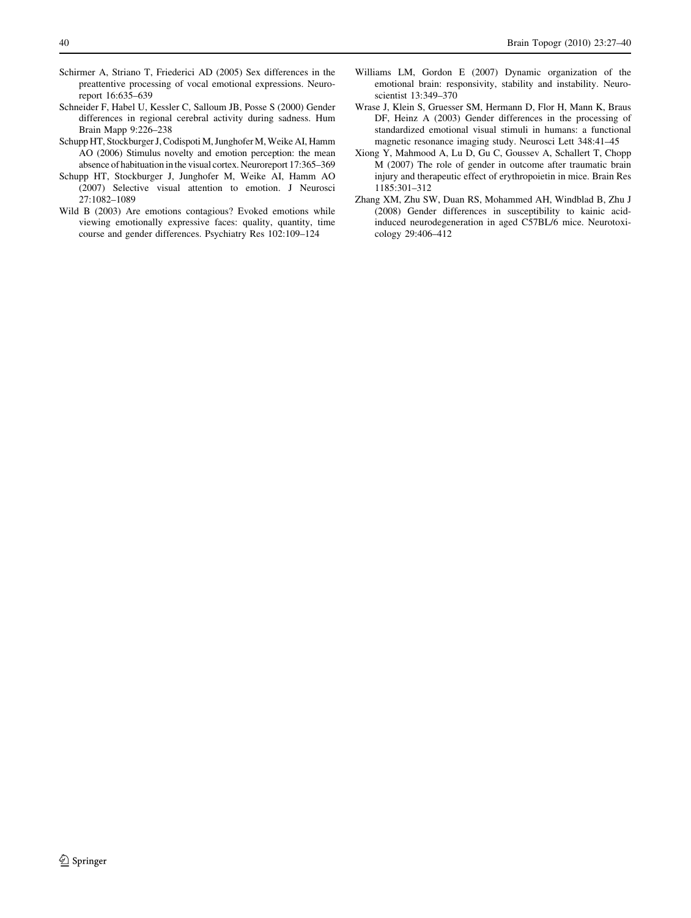Schirmer A, Striano T, Friederici AD (2005) Sex differences in the preattentive processing of vocal emotional expressions. Neuroreport 16:635–639

Schneider F, Habel U, Kessler C, Salloum JB, Posse S (2000) Gender differences in regional cerebral activity during sadness. Hum Brain Mapp 9:226–238

Schupp HT, Stockburger J, Codispoti M, Junghofer M, Weike AI, Hamm AO (2006) Stimulus novelty and emotion perception: the mean absence of habituation in the visual cortex. Neuroreport 17:365–369

Schupp HT, Stockburger J, Junghofer M, Weike AI, Hamm AO (2007) Selective visual attention to emotion. J Neurosci 27:1082–1089

Wild B (2003) Are emotions contagious? Evoked emotions while viewing emotionally expressive faces: quality, quantity, time course and gender differences. Psychiatry Res 102:109–124

Williams LM, Gordon E (2007) Dynamic organization of the emotional brain: responsivity, stability and instability. Neuroscientist 13:349–370

Wrase J, Klein S, Gruesser SM, Hermann D, Flor H, Mann K, Braus DF, Heinz A (2003) Gender differences in the processing of standardized emotional visual stimuli in humans: a functional magnetic resonance imaging study. Neurosci Lett 348:41–45

Xiong Y, Mahmood A, Lu D, Gu C, Goussev A, Schallert T, Chopp M (2007) The role of gender in outcome after traumatic brain injury and therapeutic effect of erythropoietin in mice. Brain Res 1185:301–312

Zhang XM, Zhu SW, Duan RS, Mohammed AH, Windblad B, Zhu J (2008) Gender differences in susceptibility to kainic acid-induced neurodegeneration in aged C57BL/6 mice. Neurotoxicology 29:406–412